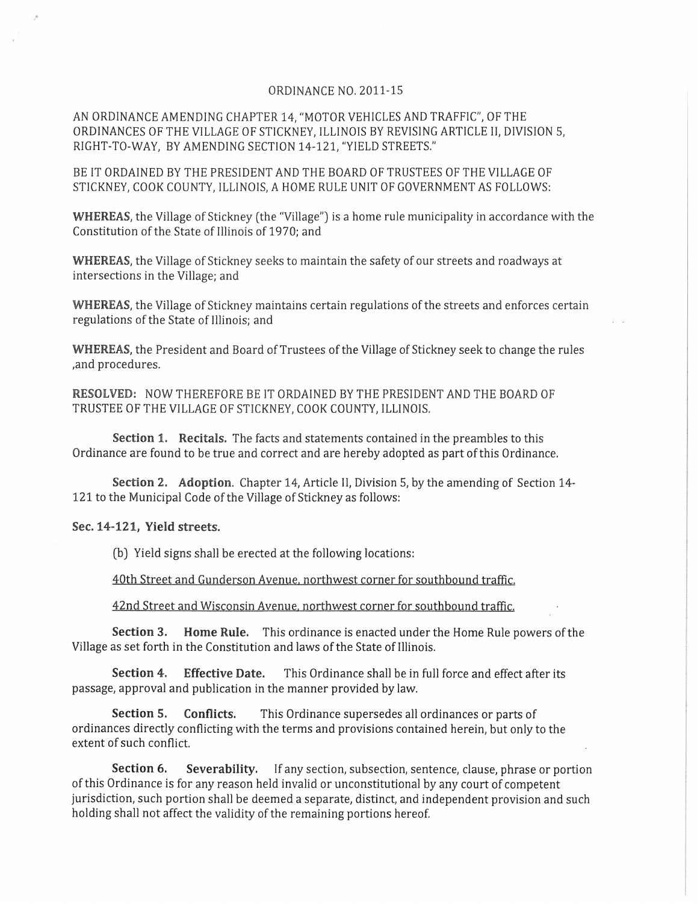# ORDINANCE NO. 2011-15

AN ORDINANCE AMENDING CHAPTER 14, "MOTOR VEHICLES AND TRAFFIC", OF THE ORDINANCES OF THE VILLAGE OF STICKNEY, ILLINOIS BY REVISING ARTICLE II, DIVISION 5, RIGHT-TO-WAY, BY AMENDING SECTION 14-121, "YIELD STREETS."

BE IT ORDAINED BY THE PRESIDENT AND THE BOARD OF TRUSTEES OF THE VILLAGE OF STICKNEY, COOK COUNTY, ILLINOIS, A HOME RULE UNIT OF GOVERNMENT AS FOLLOWS:

**WHEREAS**, the Village of Stickney (the "Village") is a home rule municipality in accordance with the Constitution of the State of Illinois of 1970; and

**WHEREAS**, the Village of Stickney seeks to maintain the safety of our streets and roadways at intersections in the Village; and

**WHEREAS**, the Village of Stickney maintains certain regulations of the streets and enforces certain regulations of the State of Illinois; and

**WHEREAS**, the President and Board of Trustees of the Village of Stickney seek to change the rules ,and procedures.

**RESOLVED:** NOW THEREFORE BE IT ORDAINED BY THE PRESIDENT AND THE BOARD OF TRUSTEE OF THE VILLAGE OF STICKNEY, COOK COUNTY, ILLINOIS.

**Section 1. Recitals.** The facts and statements contained in the preambles to this Ordinance are found to be true and correct and are hereby adopted as part of this Ordinance.

**Section 2. Adoption**. Chapter 14, Article II, Division 5, by the amending of Section 14-121 to the Municipal Code of the Village of Stickney as follows:

**Sec. 14-121, Yield streets.**

(b) Yield signs shall be erected at the following locations:

<u>40th Street and Gunderson Avenue, northwest corner for southbound traffic.</u>

<u>42nd Street and Wisconsin Avenue, northwest corner for southbound traffic.</u>

**Section 3. Home Rule.** This ordinance is enacted under the Home Rule powers of the Village as set forth in the Constitution and laws of the State of Illinois.

**Section 4. Effective Date.** This Ordinance shall be in full force and effect after its passage, approval and publication in the manner provided by law.

**Section 5. Conflicts.** This Ordinance supersedes all ordinances or parts of ordinances directly conflicting with the terms and provisions contained herein, but only to the extent of such conflict.

**Section 6. Severability.** If any section, subsection, sentence, clause, phrase or portion of this Ordinance is for any reason held invalid or unconstitutional by any court of competent jurisdiction, such portion shall be deemed a separate, distinct, and independent provision and such holding shall not affect the validity of the remaining portions hereof.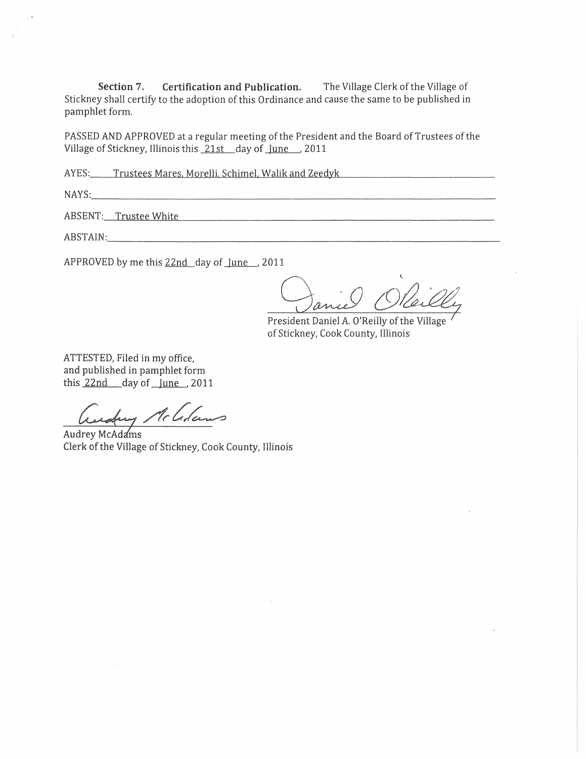**Section 7. Certification and Publication.** The Village Clerk of the Village of Stickney shall certify to the adoption of this Ordinance and cause the same to be published in pamphlet form.

PASSED AND APPROVED at a regular meeting of the President and the Board of Trustees of the Village of Stickney, Illinois this 21st day of June, 2011

AYES: Trustees Mares, Morelli, Schimel, Walik and Zeedyk

NAYS:

ABSENT: Trustee White

ABSTAIN:

APPROVED by me this 22nd day of June, 2011

President Daniel A. O'Reilly of the Village of Stickney, Cook County, Illinois

ATTESTED, Filed in my office, and published in pamphlet form this 22nd day of June, 2011

Audrey McAdams
Clerk of the Village of Stickney, Cook County, Illinois